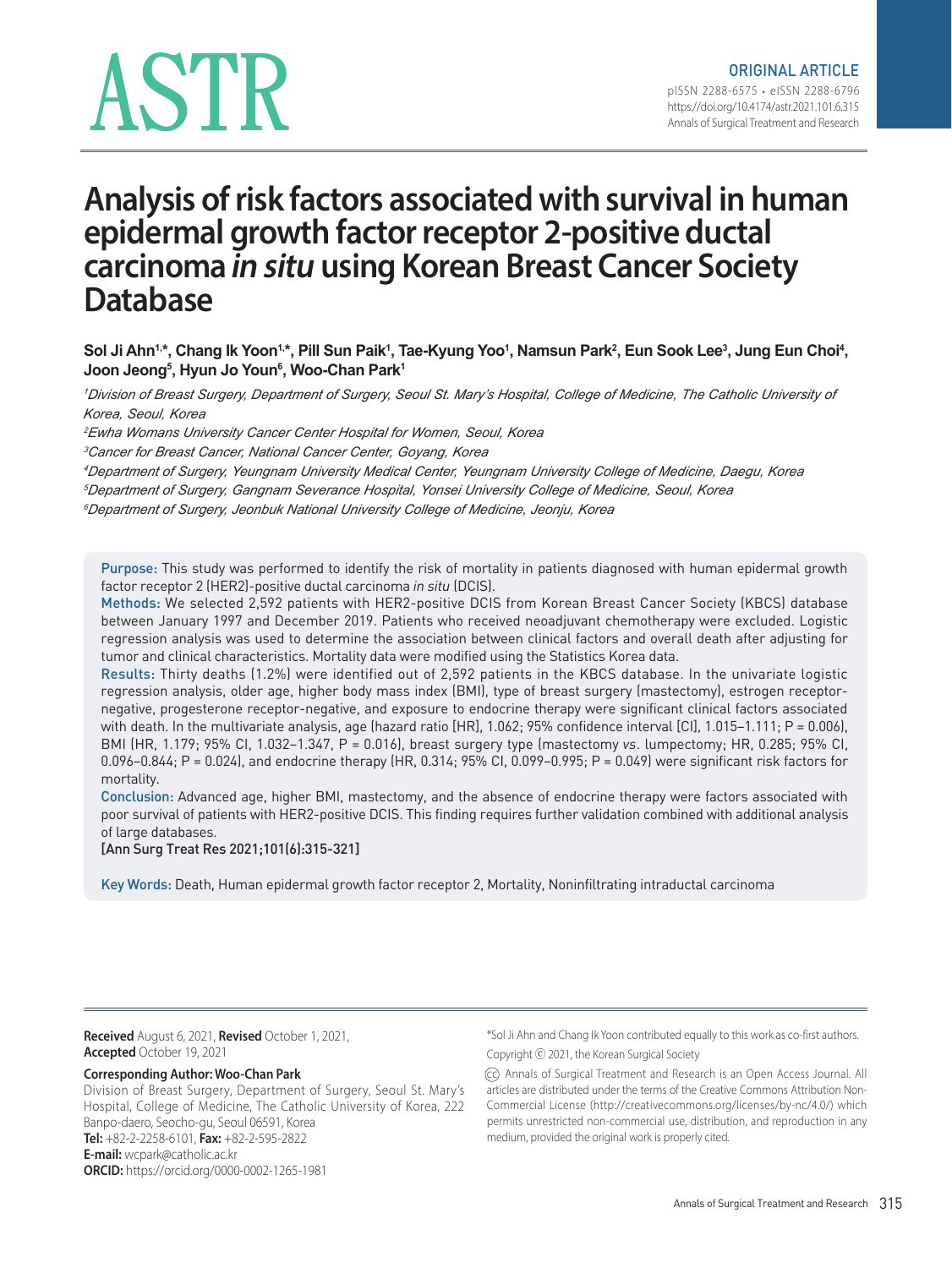ORIGINAL ARTICLE

pISSN 2288-6575 • eISSN 2288-6796
https://doi.org/10.4174/astr.2021.101.6.315
Annals of Surgical Treatment and Research

# Analysis of risk factors associated with survival in human epidermal growth factor receptor 2-positive ductal carcinoma *in situ* using Korean Breast Cancer Society Database

**Sol Ji Ahn[1,*], Chang Ik Yoon[1,*], Pill Sun Paik[1], Tae-Kyung Yoo[1], Namsun Park[2], Eun Sook Lee[3], Jung Eun Choi[4], Joon Jeong[5], Hyun Jo Youn[6], Woo-Chan Park[1]**

[1]*Division of Breast Surgery, Department of Surgery, Seoul St. Mary's Hospital, College of Medicine, The Catholic University of Korea, Seoul, Korea*
[2]*Ewha Womans University Cancer Center Hospital for Women, Seoul, Korea*
[3]*Cancer for Breast Cancer, National Cancer Center, Goyang, Korea*
[4]*Department of Surgery, Yeungnam University Medical Center, Yeungnam University College of Medicine, Daegu, Korea*
[5]*Department of Surgery, Gangnam Severance Hospital, Yonsei University College of Medicine, Seoul, Korea*
[6]*Department of Surgery, Jeonbuk National University College of Medicine, Jeonju, Korea*

**Purpose:** This study was performed to identify the risk of mortality in patients diagnosed with human epidermal growth factor receptor 2 (HER2)-positive ductal carcinoma *in situ* (DCIS).

**Methods:** We selected 2,592 patients with HER2-positive DCIS from Korean Breast Cancer Society (KBCS) database between January 1997 and December 2019. Patients who received neoadjuvant chemotherapy were excluded. Logistic regression analysis was used to determine the association between clinical factors and overall death after adjusting for tumor and clinical characteristics. Mortality data were modified using the Statistics Korea data.

**Results:** Thirty deaths (1.2%) were identified out of 2,592 patients in the KBCS database. In the univariate logistic regression analysis, older age, higher body mass index (BMI), type of breast surgery (mastectomy), estrogen receptor-negative, progesterone receptor-negative, and exposure to endocrine therapy were significant clinical factors associated with death. In the multivariate analysis, age (hazard ratio [HR], 1.062; 95% confidence interval [CI], 1.015–1.111; P = 0.006), BMI (HR, 1.179; 95% CI, 1.032–1.347, P = 0.016), breast surgery type (mastectomy *vs*. lumpectomy; HR, 0.285; 95% CI, 0.096–0.844; P = 0.024), and endocrine therapy (HR, 0.314; 95% CI, 0.099–0.995; P = 0.049) were significant risk factors for mortality.

**Conclusion:** Advanced age, higher BMI, mastectomy, and the absence of endocrine therapy were factors associated with poor survival of patients with HER2-positive DCIS. This finding requires further validation combined with additional analysis of large databases.

**[Ann Surg Treat Res 2021;101(6):315-321]**

**Key Words:** Death, Human epidermal growth factor receptor 2, Mortality, Noninfiltrating intraductal carcinoma

**Received** August 6, 2021, **Revised** October 1, 2021,
**Accepted** October 19, 2021

**Corresponding Author: Woo-Chan Park**
Division of Breast Surgery, Department of Surgery, Seoul St. Mary's Hospital, College of Medicine, The Catholic University of Korea, 222 Banpo-daero, Seocho-gu, Seoul 06591, Korea
**Tel:** +82-2-2258-6101, **Fax:** +82-2-595-2822
**E-mail:** wcpark@catholic.ac.kr
**ORCID:** https://orcid.org/0000-0002-1265-1981

*Sol Ji Ahn and Chang Ik Yoon contributed equally to this work as co-first authors.

Copyright © 2021, the Korean Surgical Society

Annals of Surgical Treatment and Research is an Open Access Journal. All articles are distributed under the terms of the Creative Commons Attribution Non-Commercial License (http://creativecommons.org/licenses/by-nc/4.0/) which permits unrestricted non-commercial use, distribution, and reproduction in any medium, provided the original work is properly cited.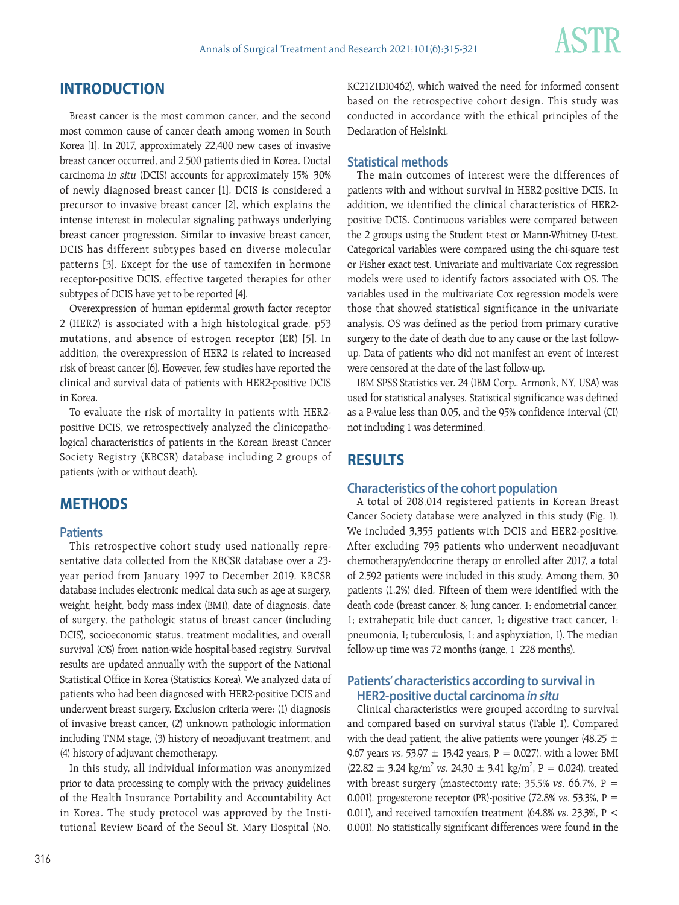## INTRODUCTION

Breast cancer is the most common cancer, and the second most common cause of cancer death among women in South Korea [1]. In 2017, approximately 22,400 new cases of invasive breast cancer occurred, and 2,500 patients died in Korea. Ductal carcinoma *in situ* (DCIS) accounts for approximately 15%–30% of newly diagnosed breast cancer [1]. DCIS is considered a precursor to invasive breast cancer [2], which explains the intense interest in molecular signaling pathways underlying breast cancer progression. Similar to invasive breast cancer, DCIS has different subtypes based on diverse molecular patterns [3]. Except for the use of tamoxifen in hormone receptor-positive DCIS, effective targeted therapies for other subtypes of DCIS have yet to be reported [4].

Overexpression of human epidermal growth factor receptor 2 (HER2) is associated with a high histological grade, p53 mutations, and absence of estrogen receptor (ER) [5]. In addition, the overexpression of HER2 is related to increased risk of breast cancer [6]. However, few studies have reported the clinical and survival data of patients with HER2-positive DCIS in Korea.

To evaluate the risk of mortality in patients with HER2-positive DCIS, we retrospectively analyzed the clinicopathological characteristics of patients in the Korean Breast Cancer Society Registry (KBCSR) database including 2 groups of patients (with or without death).

## METHODS

### Patients

This retrospective cohort study used nationally representative data collected from the KBCSR database over a 23-year period from January 1997 to December 2019. KBCSR database includes electronic medical data such as age at surgery, weight, height, body mass index (BMI), date of diagnosis, date of surgery, the pathologic status of breast cancer (including DCIS), socioeconomic status, treatment modalities, and overall survival (OS) from nation-wide hospital-based registry. Survival results are updated annually with the support of the National Statistical Office in Korea (Statistics Korea). We analyzed data of patients who had been diagnosed with HER2-positive DCIS and underwent breast surgery. Exclusion criteria were: (1) diagnosis of invasive breast cancer, (2) unknown pathologic information including TNM stage, (3) history of neoadjuvant treatment, and (4) history of adjuvant chemotherapy.

In this study, all individual information was anonymized prior to data processing to comply with the privacy guidelines of the Health Insurance Portability and Accountability Act in Korea. The study protocol was approved by the Institutional Review Board of the Seoul St. Mary Hospital (No. KC21ZIDI0462), which waived the need for informed consent based on the retrospective cohort design. This study was conducted in accordance with the ethical principles of the Declaration of Helsinki.

### Statistical methods

The main outcomes of interest were the differences of patients with and without survival in HER2-positive DCIS. In addition, we identified the clinical characteristics of HER2-positive DCIS. Continuous variables were compared between the 2 groups using the Student t-test or Mann-Whitney U-test. Categorical variables were compared using the chi-square test or Fisher exact test. Univariate and multivariate Cox regression models were used to identify factors associated with OS. The variables used in the multivariate Cox regression models were those that showed statistical significance in the univariate analysis. OS was defined as the period from primary curative surgery to the date of death due to any cause or the last follow-up. Data of patients who did not manifest an event of interest were censored at the date of the last follow-up.

IBM SPSS Statistics ver. 24 (IBM Corp., Armonk, NY, USA) was used for statistical analyses. Statistical significance was defined as a P-value less than 0.05, and the 95% confidence interval (CI) not including 1 was determined.

## RESULTS

### Characteristics of the cohort population

A total of 208,014 registered patients in Korean Breast Cancer Society database were analyzed in this study (Fig. 1). We included 3,355 patients with DCIS and HER2-positive. After excluding 793 patients who underwent neoadjuvant chemotherapy/endocrine therapy or enrolled after 2017, a total of 2,592 patients were included in this study. Among them, 30 patients (1.2%) died. Fifteen of them were identified with the death code (breast cancer, 8; lung cancer, 1; endometrial cancer, 1; extrahepatic bile duct cancer, 1; digestive tract cancer, 1; pneumonia, 1; tuberculosis, 1; and asphyxiation, 1). The median follow-up time was 72 months (range, 1–228 months).

### Patients' characteristics according to survival in HER2-positive ductal carcinoma *in situ*

Clinical characteristics were grouped according to survival and compared based on survival status (Table 1). Compared with the dead patient, the alive patients were younger (48.25 ± 9.67 years *vs.* 53.97 ± 13.42 years, P = 0.027), with a lower BMI (22.82 ± 3.24 kg/m$^2$ *vs.* 24.30 ± 3.41 kg/m$^2$, P = 0.024), treated with breast surgery (mastectomy rate; 35.5% *vs.* 66.7%, P = 0.001), progesterone receptor (PR)-positive (72.8% *vs.* 53.3%, P = 0.011), and received tamoxifen treatment (64.8% *vs.* 23.3%, P < 0.001). No statistically significant differences were found in the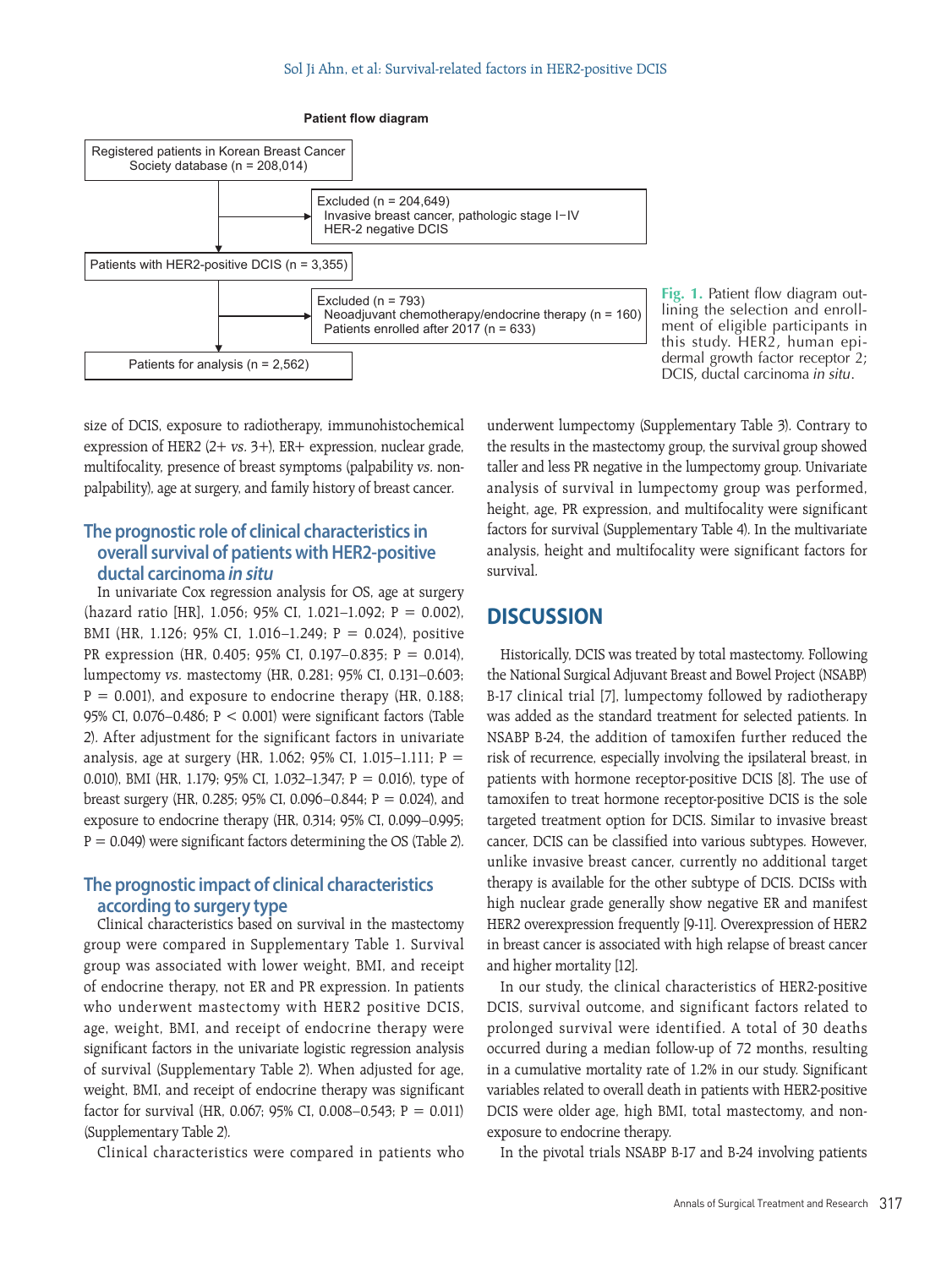**Patient flow diagram**

Registered patients in Korean Breast Cancer Society database (n = 208,014)

→ Excluded (n = 204,649)
- Invasive breast cancer, pathologic stage I−IV
- HER-2 negative DCIS

Patients with HER2-positive DCIS (n = 3,355)

→ Excluded (n = 793)
- Neoadjuvant chemotherapy/endocrine therapy (n = 160)
- Patients enrolled after 2017 (n = 633)

Patients for analysis (n = 2,562)

**Fig. 1.** Patient flow diagram outlining the selection and enrollment of eligible participants in this study. HER2, human epidermal growth factor receptor 2; DCIS, ductal carcinoma *in situ*.

size of DCIS, exposure to radiotherapy, immunohistochemical expression of HER2 (2+ *vs.* 3+), ER+ expression, nuclear grade, multifocality, presence of breast symptoms (palpability *vs.* nonpalpability), age at surgery, and family history of breast cancer.

## The prognostic role of clinical characteristics in overall survival of patients with HER2-positive ductal carcinoma *in situ*

In univariate Cox regression analysis for OS, age at surgery (hazard ratio [HR], 1.056; 95% CI, 1.021–1.092; P = 0.002), BMI (HR, 1.126; 95% CI, 1.016–1.249; P = 0.024), positive PR expression (HR, 0.405; 95% CI, 0.197–0.835; P = 0.014), lumpectomy *vs.* mastectomy (HR, 0.281; 95% CI, 0.131–0.603; P = 0.001), and exposure to endocrine therapy (HR, 0.188; 95% CI, 0.076–0.486; P < 0.001) were significant factors (Table 2). After adjustment for the significant factors in univariate analysis, age at surgery (HR, 1.062; 95% CI, 1.015–1.111; P = 0.010), BMI (HR, 1.179; 95% CI, 1.032–1.347; P = 0.016), type of breast surgery (HR, 0.285; 95% CI, 0.096–0.844; P = 0.024), and exposure to endocrine therapy (HR, 0.314; 95% CI, 0.099–0.995; P = 0.049) were significant factors determining the OS (Table 2).

## The prognostic impact of clinical characteristics according to surgery type

Clinical characteristics based on survival in the mastectomy group were compared in Supplementary Table 1. Survival group was associated with lower weight, BMI, and receipt of endocrine therapy, not ER and PR expression. In patients who underwent mastectomy with HER2 positive DCIS, age, weight, BMI, and receipt of endocrine therapy were significant factors in the univariate logistic regression analysis of survival (Supplementary Table 2). When adjusted for age, weight, BMI, and receipt of endocrine therapy was significant factor for survival (HR, 0.067; 95% CI, 0.008–0.543; P = 0.011) (Supplementary Table 2).

Clinical characteristics were compared in patients who underwent lumpectomy (Supplementary Table 3). Contrary to the results in the mastectomy group, the survival group showed taller and less PR negative in the lumpectomy group. Univariate analysis of survival in lumpectomy group was performed, height, age, PR expression, and multifocality were significant factors for survival (Supplementary Table 4). In the multivariate analysis, height and multifocality were significant factors for survival.

# DISCUSSION

Historically, DCIS was treated by total mastectomy. Following the National Surgical Adjuvant Breast and Bowel Project (NSABP) B-17 clinical trial [7], lumpectomy followed by radiotherapy was added as the standard treatment for selected patients. In NSABP B-24, the addition of tamoxifen further reduced the risk of recurrence, especially involving the ipsilateral breast, in patients with hormone receptor-positive DCIS [8]. The use of tamoxifen to treat hormone receptor-positive DCIS is the sole targeted treatment option for DCIS. Similar to invasive breast cancer, DCIS can be classified into various subtypes. However, unlike invasive breast cancer, currently no additional target therapy is available for the other subtype of DCIS. DCISs with high nuclear grade generally show negative ER and manifest HER2 overexpression frequently [9-11]. Overexpression of HER2 in breast cancer is associated with high relapse of breast cancer and higher mortality [12].

In our study, the clinical characteristics of HER2-positive DCIS, survival outcome, and significant factors related to prolonged survival were identified. A total of 30 deaths occurred during a median follow-up of 72 months, resulting in a cumulative mortality rate of 1.2% in our study. Significant variables related to overall death in patients with HER2-positive DCIS were older age, high BMI, total mastectomy, and non-exposure to endocrine therapy.

In the pivotal trials NSABP B-17 and B-24 involving patients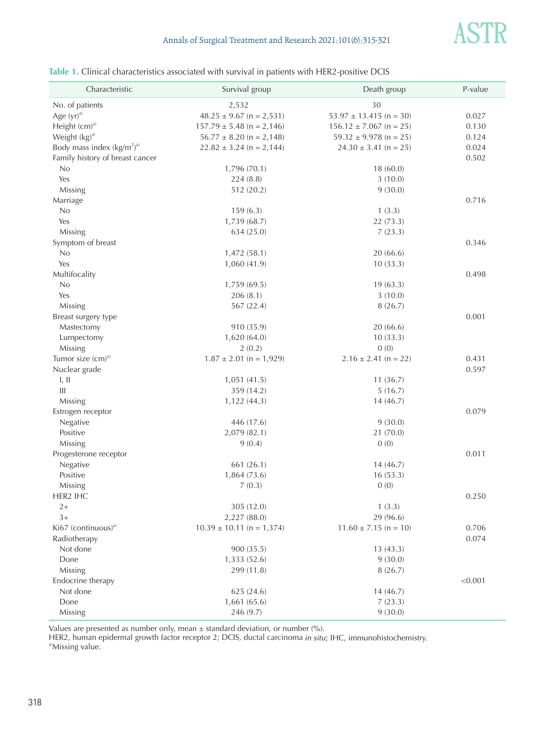**Table 1.** Clinical characteristics associated with survival in patients with HER2-positive DCIS

| Characteristic | Survival group | Death group | P-value |
|---|---|---|---|
| No. of patients | 2,532 | 30 | |
| Age (yr)[a] | 48.25 ± 9.67 (n = 2,531) | 53.97 ± 13.415 (n = 30) | 0.027 |
| Height (cm)[a] | 157.79 ± 5.48 (n = 2,146) | 156.12 ± 7.067 (n = 25) | 0.130 |
| Weight (kg)[a] | 56.77 ± 8.20 (n = 2,148) | 59.32 ± 9.978 (n = 25) | 0.124 |
| Body mass index (kg/m$^2$)[a] | 22.82 ± 3.24 (n = 2,144) | 24.30 ± 3.41 (n = 25) | 0.024 |
| Family history of breast cancer | | | 0.502 |
| No | 1,796 (70.1) | 18 (60.0) | |
| Yes | 224 (8.8) | 3 (10.0) | |
| Missing | 512 (20.2) | 9 (30.0) | |
| Marriage | | | 0.716 |
| No | 159 (6.3) | 1 (3.3) | |
| Yes | 1,739 (68.7) | 22 (73.3) | |
| Missing | 634 (25.0) | 7 (23.3) | |
| Symptom of breast | | | 0.346 |
| No | 1,472 (58.1) | 20 (66.6) | |
| Yes | 1,060 (41.9) | 10 (33.3) | |
| Multifocality | | | 0.498 |
| No | 1,759 (69.5) | 19 (63.3) | |
| Yes | 206 (8.1) | 3 (10.0) | |
| Missing | 567 (22.4) | 8 (26.7) | |
| Breast surgery type | | | 0.001 |
| Mastectomy | 910 (35.9) | 20 (66.6) | |
| Lumpectomy | 1,620 (64.0) | 10 (33.3) | |
| Missing | 2 (0.2) | 0 (0) | |
| Tumor size (cm)[a] | 1.87 ± 2.01 (n = 1,929) | 2.16 ± 2.41 (n = 22) | 0.431 |
| Nuclear grade | | | 0.597 |
| I, II | 1,051 (41.5) | 11 (36.7) | |
| III | 359 (14.2) | 5 (16.7) | |
| Missing | 1,122 (44.3) | 14 (46.7) | |
| Estrogen receptor | | | 0.079 |
| Negative | 446 (17.6) | 9 (30.0) | |
| Positive | 2,079 (82.1) | 21 (70.0) | |
| Missing | 9 (0.4) | 0 (0) | |
| Progesterone receptor | | | 0.011 |
| Negative | 661 (26.1) | 14 (46.7) | |
| Positive | 1,864 (73.6) | 16 (53.3) | |
| Missing | 7 (0.3) | 0 (0) | |
| HER2 IHC | | | 0.250 |
| 2+ | 305 (12.0) | 1 (3.3) | |
| 3+ | 2,227 (88.0) | 29 (96.6) | |
| Ki67 (continuous)[a] | 10.39 ± 10.11 (n = 1,374) | 11.60 ± 7.15 (n = 10) | 0.706 |
| Radiotherapy | | | 0.074 |
| Not done | 900 (35.5) | 13 (43.3) | |
| Done | 1,333 (52.6) | 9 (30.0) | |
| Missing | 299 (11.8) | 8 (26.7) | |
| Endocrine therapy | | | <0.001 |
| Not done | 625 (24.6) | 14 (46.7) | |
| Done | 1,661 (65.6) | 7 (23.3) | |
| Missing | 246 (9.7) | 9 (30.0) | |

Values are presented as number only, mean ± standard deviation, or number (%).

HER2, human epidermal growth factor receptor 2; DCIS, ductal carcinoma *in situ*; IHC, immunohistochemistry.

[a]Missing value.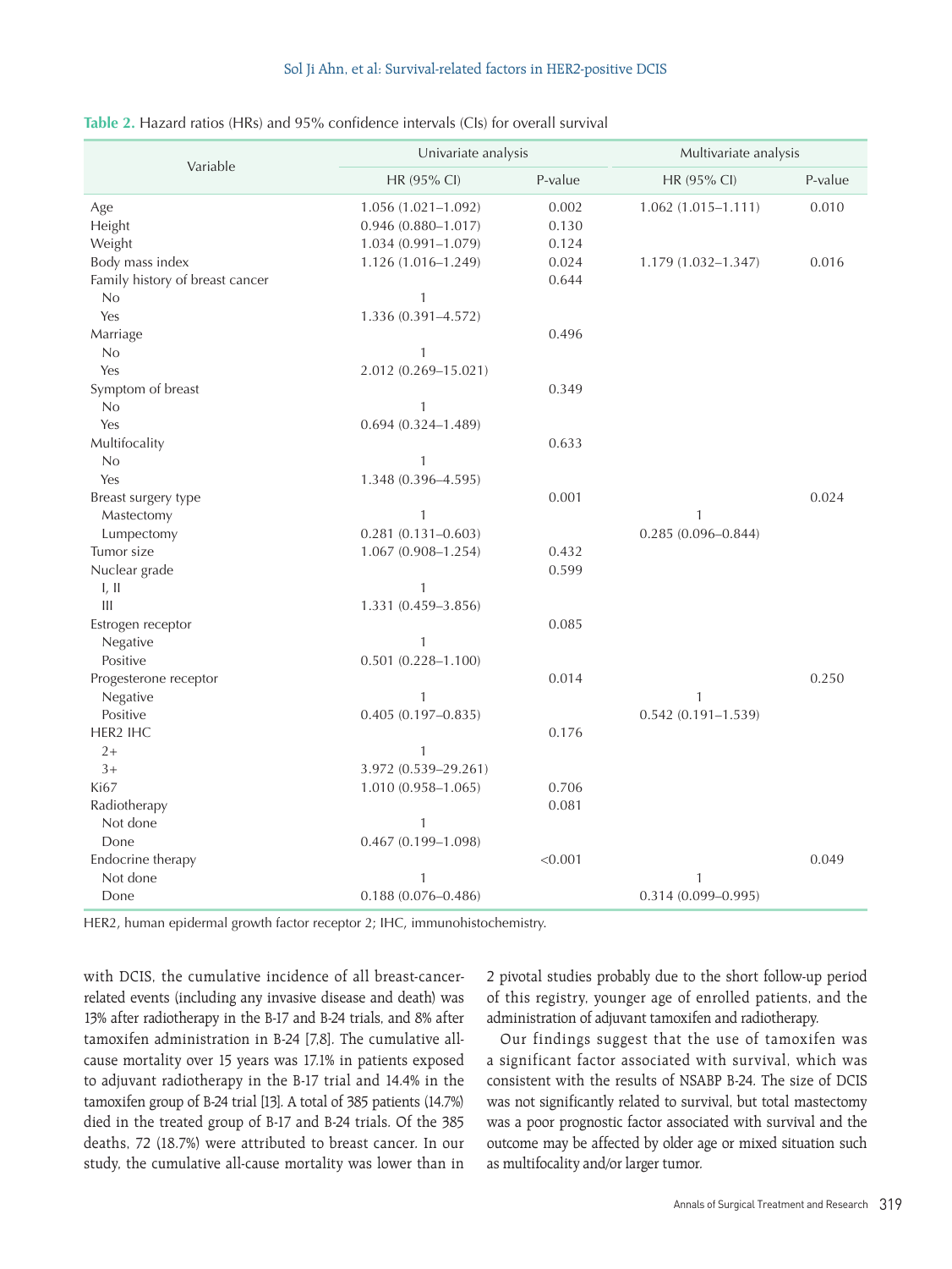**Table 2.** Hazard ratios (HRs) and 95% confidence intervals (CIs) for overall survival

| Variable | Univariate analysis | | Multivariate analysis | |
|---|---|---|---|---|
| | HR (95% CI) | P-value | HR (95% CI) | P-value |
| Age | 1.056 (1.021–1.092) | 0.002 | 1.062 (1.015–1.111) | 0.010 |
| Height | 0.946 (0.880–1.017) | 0.130 | | |
| Weight | 1.034 (0.991–1.079) | 0.124 | | |
| Body mass index | 1.126 (1.016–1.249) | 0.024 | 1.179 (1.032–1.347) | 0.016 |
| Family history of breast cancer | | 0.644 | | |
| No | 1 | | | |
| Yes | 1.336 (0.391–4.572) | | | |
| Marriage | | 0.496 | | |
| No | 1 | | | |
| Yes | 2.012 (0.269–15.021) | | | |
| Symptom of breast | | 0.349 | | |
| No | 1 | | | |
| Yes | 0.694 (0.324–1.489) | | | |
| Multifocality | | 0.633 | | |
| No | 1 | | | |
| Yes | 1.348 (0.396–4.595) | | | |
| Breast surgery type | | 0.001 | | 0.024 |
| Mastectomy | 1 | | 1 | |
| Lumpectomy | 0.281 (0.131–0.603) | | 0.285 (0.096–0.844) | |
| Tumor size | 1.067 (0.908–1.254) | 0.432 | | |
| Nuclear grade | | 0.599 | | |
| I, II | 1 | | | |
| III | 1.331 (0.459–3.856) | | | |
| Estrogen receptor | | 0.085 | | |
| Negative | 1 | | | |
| Positive | 0.501 (0.228–1.100) | | | |
| Progesterone receptor | | 0.014 | | 0.250 |
| Negative | 1 | | 1 | |
| Positive | 0.405 (0.197–0.835) | | 0.542 (0.191–1.539) | |
| HER2 IHC | | 0.176 | | |
| 2+ | 1 | | | |
| 3+ | 3.972 (0.539–29.261) | | | |
| Ki67 | 1.010 (0.958–1.065) | 0.706 | | |
| Radiotherapy | | 0.081 | | |
| Not done | 1 | | | |
| Done | 0.467 (0.199–1.098) | | | |
| Endocrine therapy | | <0.001 | | 0.049 |
| Not done | 1 | | 1 | |
| Done | 0.188 (0.076–0.486) | | 0.314 (0.099–0.995) | |

HER2, human epidermal growth factor receptor 2; IHC, immunohistochemistry.

with DCIS, the cumulative incidence of all breast-cancer-related events (including any invasive disease and death) was 13% after radiotherapy in the B-17 and B-24 trials, and 8% after tamoxifen administration in B-24 [7,8]. The cumulative all-cause mortality over 15 years was 17.1% in patients exposed to adjuvant radiotherapy in the B-17 trial and 14.4% in the tamoxifen group of B-24 trial [13]. A total of 385 patients (14.7%) died in the treated group of B-17 and B-24 trials. Of the 385 deaths, 72 (18.7%) were attributed to breast cancer. In our study, the cumulative all-cause mortality was lower than in 2 pivotal studies probably due to the short follow-up period of this registry, younger age of enrolled patients, and the administration of adjuvant tamoxifen and radiotherapy.

Our findings suggest that the use of tamoxifen was a significant factor associated with survival, which was consistent with the results of NSABP B-24. The size of DCIS was not significantly related to survival, but total mastectomy was a poor prognostic factor associated with survival and the outcome may be affected by older age or mixed situation such as multifocality and/or larger tumor.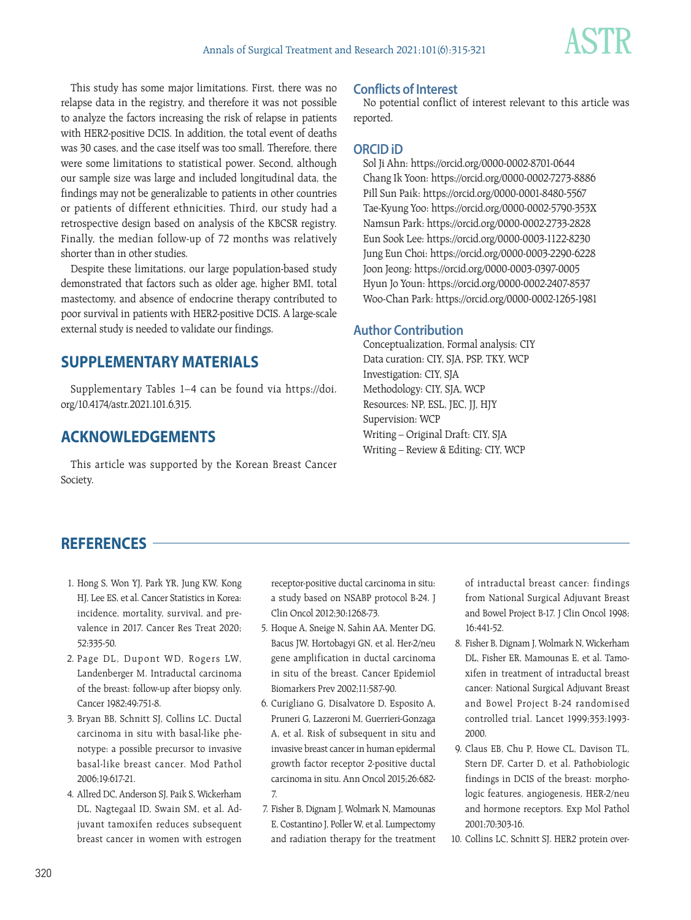This study has some major limitations. First, there was no relapse data in the registry, and therefore it was not possible to analyze the factors increasing the risk of relapse in patients with HER2-positive DCIS. In addition, the total event of deaths was 30 cases, and the case itself was too small. Therefore, there were some limitations to statistical power. Second, although our sample size was large and included longitudinal data, the findings may not be generalizable to patients in other countries or patients of different ethnicities. Third, our study had a retrospective design based on analysis of the KBCSR registry. Finally, the median follow-up of 72 months was relatively shorter than in other studies.

Despite these limitations, our large population-based study demonstrated that factors such as older age, higher BMI, total mastectomy, and absence of endocrine therapy contributed to poor survival in patients with HER2-positive DCIS. A large-scale external study is needed to validate our findings.

## SUPPLEMENTARY MATERIALS

Supplementary Tables 1–4 can be found via https://doi.org/10.4174/astr.2021.101.6.315.

## ACKNOWLEDGEMENTS

This article was supported by the Korean Breast Cancer Society.

### Conflicts of Interest

No potential conflict of interest relevant to this article was reported.

### ORCID iD

Sol Ji Ahn: https://orcid.org/0000-0002-8701-0644
Chang Ik Yoon: https://orcid.org/0000-0002-7273-8886
Pill Sun Paik: https://orcid.org/0000-0001-8480-5567
Tae-Kyung Yoo: https://orcid.org/0000-0002-5790-353X
Namsun Park: https://orcid.org/0000-0002-2733-2828
Eun Sook Lee: https://orcid.org/0000-0003-1122-8230
Jung Eun Choi: https://orcid.org/0000-0003-2290-6228
Joon Jeong: https://orcid.org/0000-0003-0397-0005
Hyun Jo Youn: https://orcid.org/0000-0002-2407-8537
Woo-Chan Park: https://orcid.org/0000-0002-1265-1981

### Author Contribution

Conceptualization, Formal analysis: CIY
Data curation: CIY, SJA, PSP, TKY, WCP
Investigation: CIY, SJA
Methodology: CIY, SJA, WCP
Resources: NP, ESL, JEC, JJ, HJY
Supervision: WCP
Writing – Original Draft: CIY, SJA
Writing – Review & Editing: CIY, WCP

## REFERENCES

1. Hong S, Won YJ, Park YR, Jung KW, Kong HJ, Lee ES, et al. Cancer Statistics in Korea: incidence, mortality, survival, and prevalence in 2017. Cancer Res Treat 2020;52:335-50.
2. Page DL, Dupont WD, Rogers LW, Landenberger M. Intraductal carcinoma of the breast: follow-up after biopsy only. Cancer 1982;49:751-8.
3. Bryan BB, Schnitt SJ, Collins LC. Ductal carcinoma in situ with basal-like phenotype: a possible precursor to invasive basal-like breast cancer. Mod Pathol 2006;19:617-21.
4. Allred DC, Anderson SJ, Paik S, Wickerham DL, Nagtegaal ID, Swain SM, et al. Adjuvant tamoxifen reduces subsequent breast cancer in women with estrogen receptor-positive ductal carcinoma in situ: a study based on NSABP protocol B-24. J Clin Oncol 2012;30:1268-73.
5. Hoque A, Sneige N, Sahin AA, Menter DG, Bacus JW, Hortobagyi GN, et al. Her-2/neu gene amplification in ductal carcinoma in situ of the breast. Cancer Epidemiol Biomarkers Prev 2002;11:587-90.
6. Curigliano G, Disalvatore D, Esposito A, Pruneri G, Lazzeroni M, Guerrieri-Gonzaga A, et al. Risk of subsequent in situ and invasive breast cancer in human epidermal growth factor receptor 2-positive ductal carcinoma in situ. Ann Oncol 2015;26:682-7.
7. Fisher B, Dignam J, Wolmark N, Mamounas E, Costantino J, Poller W, et al. Lumpectomy and radiation therapy for the treatment of intraductal breast cancer: findings from National Surgical Adjuvant Breast and Bowel Project B-17. J Clin Oncol 1998;16:441-52.
8. Fisher B, Dignam J, Wolmark N, Wickerham DL, Fisher ER, Mamounas E, et al. Tamoxifen in treatment of intraductal breast cancer: National Surgical Adjuvant Breast and Bowel Project B-24 randomised controlled trial. Lancet 1999;353:1993-2000.
9. Claus EB, Chu P, Howe CL, Davison TL, Stern DF, Carter D, et al. Pathobiologic findings in DCIS of the breast: morphologic features, angiogenesis, HER-2/neu and hormone receptors. Exp Mol Pathol 2001;70:303-16.
10. Collins LC, Schnitt SJ. HER2 protein over-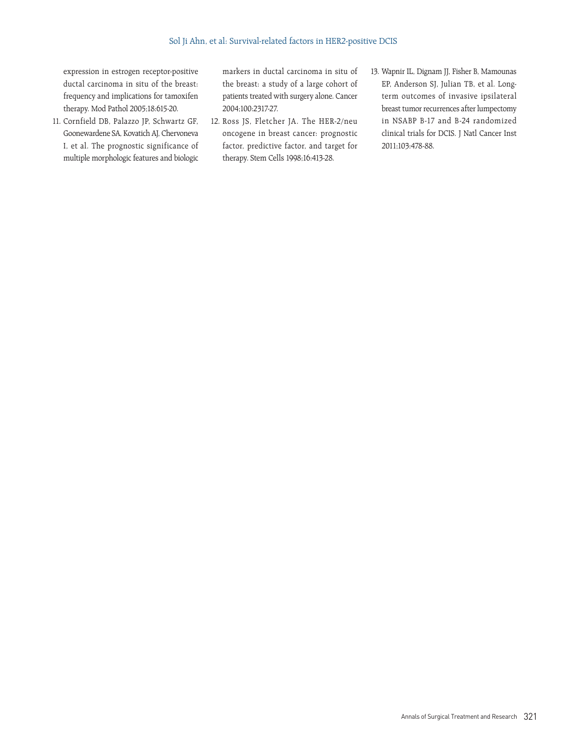expression in estrogen receptor-positive ductal carcinoma in situ of the breast: frequency and implications for tamoxifen therapy. Mod Pathol 2005;18:615-20.

11. Cornfield DB, Palazzo JP, Schwartz GF, Goonewardene SA, Kovatich AJ, Chervoneva I, et al. The prognostic significance of multiple morphologic features and biologic markers in ductal carcinoma in situ of the breast: a study of a large cohort of patients treated with surgery alone. Cancer 2004;100:2317-27.
12. Ross JS, Fletcher JA. The HER-2/neu oncogene in breast cancer: prognostic factor, predictive factor, and target for therapy. Stem Cells 1998;16:413-28.
13. Wapnir IL, Dignam JJ, Fisher B, Mamounas EP, Anderson SJ, Julian TB, et al. Long-term outcomes of invasive ipsilateral breast tumor recurrences after lumpectomy in NSABP B-17 and B-24 randomized clinical trials for DCIS. J Natl Cancer Inst 2011;103:478-88.